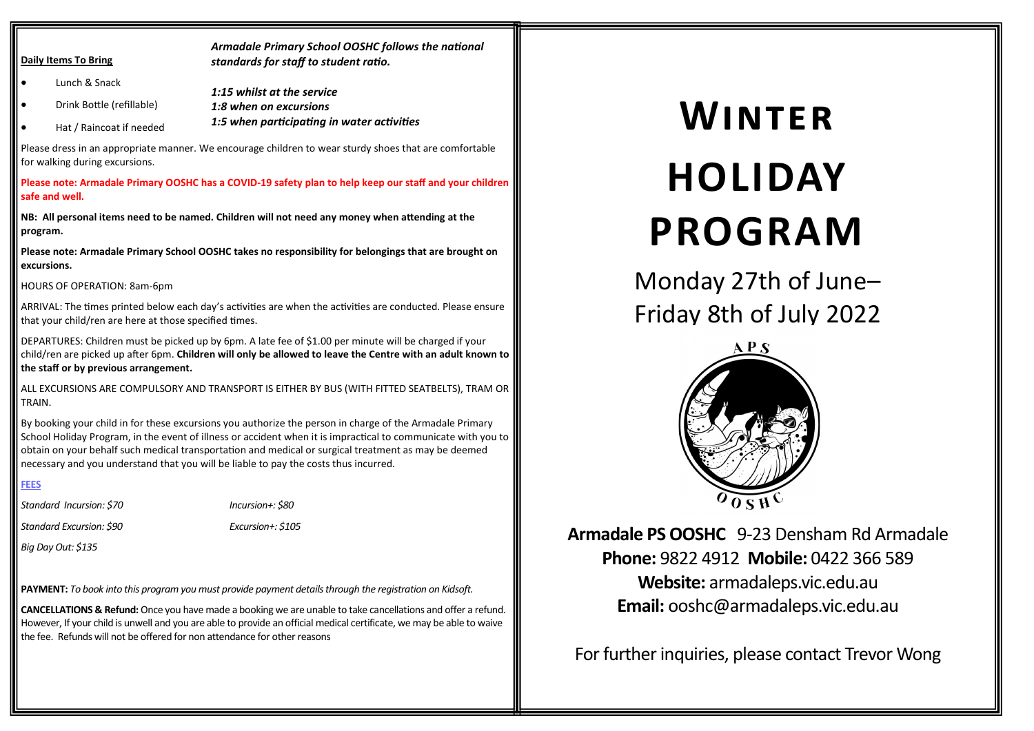**Daily Items To Bring**

- Lunch & Snack
- Drink Bottle (refillable)
- Hat / Raincoat if needed

***Armadale Primary School OOSHC follows the national standards for staff to student ratio.***

***1:15 whilst at the service***
***1:8 when on excursions***
***1:5 when participating in water activities***

Please dress in an appropriate manner. We encourage children to wear sturdy shoes that are comfortable for walking during excursions.

**Please note: Armadale Primary OOSHC has a COVID-19 safety plan to help keep our staff and your children safe and well.**

**NB: All personal items need to be named. Children will not need any money when attending at the program.**

**Please note: Armadale Primary School OOSHC takes no responsibility for belongings that are brought on excursions.**

HOURS OF OPERATION: 8am-6pm

ARRIVAL: The times printed below each day's activities are when the activities are conducted. Please ensure that your child/ren are here at those specified times.

DEPARTURES: Children must be picked up by 6pm. A late fee of $1.00 per minute will be charged if your child/ren are picked up after 6pm. **Children will only be allowed to leave the Centre with an adult known to the staff or by previous arrangement.**

ALL EXCURSIONS ARE COMPULSORY AND TRANSPORT IS EITHER BY BUS (WITH FITTED SEATBELTS), TRAM OR TRAIN.

By booking your child in for these excursions you authorize the person in charge of the Armadale Primary School Holiday Program, in the event of illness or accident when it is impractical to communicate with you to obtain on your behalf such medical transportation and medical or surgical treatment as may be deemed necessary and you understand that you will be liable to pay the costs thus incurred.

**FEES**

*Standard Incursion: $70*

*Incursion+: $80*

*Standard Excursion: $90*

*Excursion+: $105*

*Big Day Out: $135*

**PAYMENT:** *To book into this program you must provide payment details through the registration on Kidsoft.*

**CANCELLATIONS & Refund:** Once you have made a booking we are unable to take cancellations and offer a refund. However, If your child is unwell and you are able to provide an official medical certificate, we may be able to waive the fee. Refunds will not be offered for non attendance for other reasons

# WINTER HOLIDAY PROGRAM

Monday 27th of June– Friday 8th of July 2022

**Armadale PS OOSHC** 9-23 Densham Rd Armadale
**Phone:** 9822 4912 **Mobile:** 0422 366 589
**Website:** armadaleps.vic.edu.au
**Email:** ooshc@armadaleps.vic.edu.au

For further inquiries, please contact Trevor Wong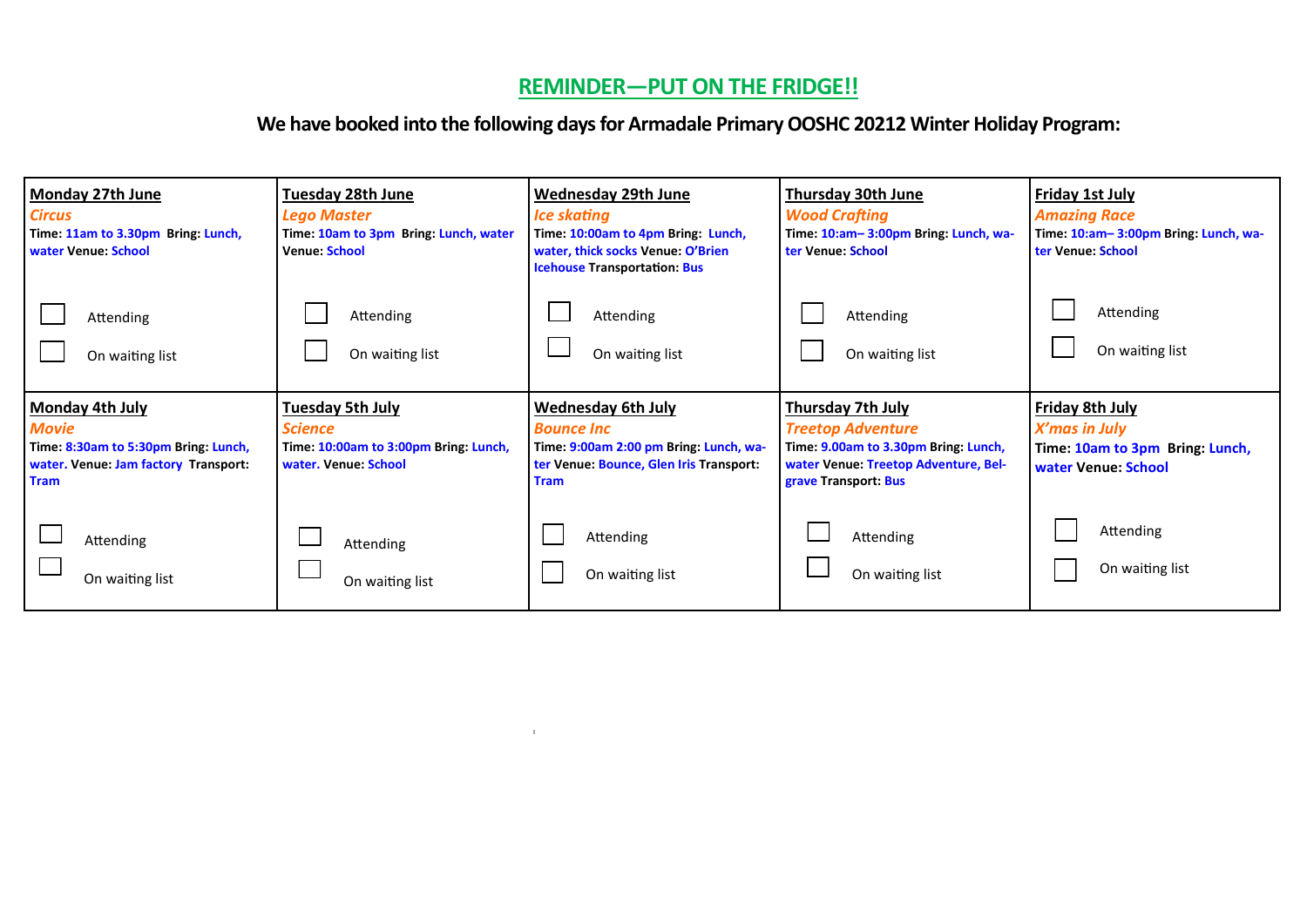## REMINDER—PUT ON THE FRIDGE!!

**We have booked into the following days for Armadale Primary OOSHC 20212 Winter Holiday Program:**

| Monday 27th June | Tuesday 28th June | Wednesday 29th June | Thursday 30th June | Friday 1st July |
|---|---|---|---|---|
| *Circus*<br>**Time:** 11am to 3.30pm **Bring:** Lunch, water **Venue:** School<br><br>☐ Attending<br>☐ On waiting list | *Lego Master*<br>**Time:** 10am to 3pm **Bring:** Lunch, water **Venue:** School<br><br>☐ Attending<br>☐ On waiting list | *Ice skating*<br>**Time:** 10:00am to 4pm **Bring:** Lunch, water, thick socks **Venue:** O'Brien Icehouse **Transportation:** Bus<br><br>☐ Attending<br>☐ On waiting list | *Wood Crafting*<br>**Time:** 10:am– 3:00pm **Bring:** Lunch, water **Venue:** School<br><br>☐ Attending<br>☐ On waiting list | *Amazing Race*<br>**Time:** 10:am– 3:00pm **Bring:** Lunch, water **Venue:** School<br><br>☐ Attending<br>☐ On waiting list |
| **Monday 4th July**<br>*Movie*<br>**Time:** 8:30am to 5:30pm **Bring:** Lunch, water. **Venue:** Jam factory **Transport:** Tram<br><br>☐ Attending<br>☐ On waiting list | **Tuesday 5th July**<br>*Science*<br>**Time:** 10:00am to 3:00pm **Bring:** Lunch, water. **Venue:** School<br><br>☐ Attending<br>☐ On waiting list | **Wednesday 6th July**<br>*Bounce Inc*<br>**Time:** 9:00am 2:00 pm **Bring:** Lunch, water **Venue:** Bounce, Glen Iris **Transport:** Tram<br><br>☐ Attending<br>☐ On waiting list | **Thursday 7th July**<br>*Treetop Adventure*<br>**Time:** 9.00am to 3.30pm **Bring:** Lunch, water **Venue:** Treetop Adventure, Belgrave **Transport:** Bus<br><br>☐ Attending<br>☐ On waiting list | **Friday 8th July**<br>*X'mas in July*<br>**Time:** 10am to 3pm **Bring:** Lunch, water **Venue:** School<br><br>☐ Attending<br>☐ On waiting list |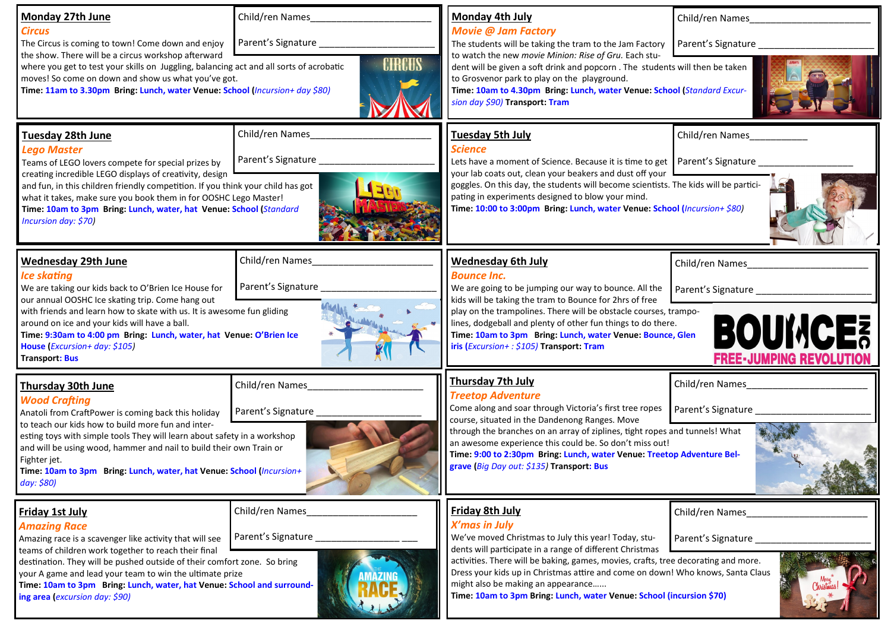## Monday 27th June

### *Circus*

Child/ren Names_______________________

Parent's Signature _____________________

The Circus is coming to town! Come down and enjoy the show. There will be a circus workshop afterward where you get to test your skills on Juggling, balancing act and all sorts of acrobatic moves! So come on down and show us what you've got.

**Time:** 11am to 3.30pm **Bring:** Lunch, water **Venue:** School (*Incursion+ day $80)*

## Tuesday 28th June

### *Lego Master*

Child/ren Names_______________________

Parent's Signature _____________________

Teams of LEGO lovers compete for special prizes by creating incredible LEGO displays of creativity, design and fun, in this children friendly competition. If you think your child has got what it takes, make sure you book them in for OOSHC Lego Master!

**Time:** 10am to 3pm **Bring:** Lunch, water, hat **Venue:** School (*Standard Incursion day: $70)*

## Wednesday 29th June

### *Ice skating*

Child/ren Names_______________________

Parent's Signature _____________________

We are taking our kids back to O'Brien Ice House for our annual OOSHC Ice skating trip. Come hang out with friends and learn how to skate with us. It is awesome fun gliding around on ice and your kids will have a ball.

**Time:** 9:30am to 4:00 pm **Bring:** Lunch, water, hat **Venue:** O'Brien Ice House (*Excursion+ day: $105)*

**Transport:** Bus

## Thursday 30th June

### *Wood Crafting*

Child/ren Names_______________________

Parent's Signature _____________________

Anatoli from CraftPower is coming back this holiday to teach our kids how to build more fun and interesting toys with simple tools They will learn about safety in a workshop and will be using wood, hammer and nail to build their own Train or Fighter jet.

**Time:** 10am to 3pm **Bring:** Lunch, water, hat **Venue:** School (*Incursion+ day: $80)*

## Friday 1st July

### *Amazing Race*

Child/ren Names_______________________

Parent's Signature _____________________ ___

Amazing race is a scavenger like activity that will see teams of children work together to reach their final destination. They will be pushed outside of their comfort zone. So bring your A game and lead your team to win the ultimate prize

**Time:** 10am to 3pm **Bring:** Lunch, water, hat **Venue:** School and surrounding area (*excursion day: $90)*

## Monday 4th July

### *Movie @ Jam Factory*

Child/ren Names_______________________

Parent's Signature _____________________

The students will be taking the tram to the Jam Factory to watch the new *movie Minion: Rise of Gru*. Each student will be given a soft drink and popcorn . The students will then be taken to Grosvenor park to play on the playground.

**Time:** 10am to 4.30pm **Bring:** Lunch, water **Venue:** School (*Standard Excursion day $90)* **Transport:** Tram

## Tuesday 5th July

### *Science*

Child/ren Names___________

Parent's Signature _________________

Lets have a moment of Science. Because it is time to get your lab coats out, clean your beakers and dust off your goggles. On this day, the students will become scientists. The kids will be participating in experiments designed to blow your mind.

**Time:** 10:00 to 3:00pm **Bring:** Lunch, water **Venue:** School (*Incursion+ $80)*

## Wednesday 6th July

### *Bounce Inc.*

Child/ren Names_______________________

Parent's Signature _____________________

We are going to be jumping our way to bounce. All the kids will be taking the tram to Bounce for 2hrs of free play on the trampolines. There will be obstacle courses, trampolines, dodgeball and plenty of other fun things to do there.

**Time:** 10am to 3pm **Bring:** Lunch, water **Venue:** Bounce, Glen iris (*Excursion+ : $105)* **Transport:** Tram

## Thursday 7th July

### *Treetop Adventure*

Child/ren Names_______________________

Parent's Signature _____________________

Come along and soar through Victoria's first tree ropes course, situated in the Dandenong Ranges. Move through the branches on an array of ziplines, tight ropes and tunnels! What an awesome experience this could be. So don't miss out!

**Time:** 9:00 to 2:30pm **Bring:** Lunch, water **Venue:** Treetop Adventure Belgrave (*Big Day out: $135)* **Transport:** Bus

## Friday 8th July

### *X'mas in July*

Child/ren Names_______________________

Parent's Signature _____________________

We've moved Christmas to July this year! Today, students will participate in a range of different Christmas activities. There will be baking, games, movies, crafts, tree decorating and more. Dress your kids up in Christmas attire and come on down! Who knows, Santa Claus might also be making an appearance......

**Time:** 10am to 3pm **Bring:** Lunch, water **Venue:** School (incursion $70)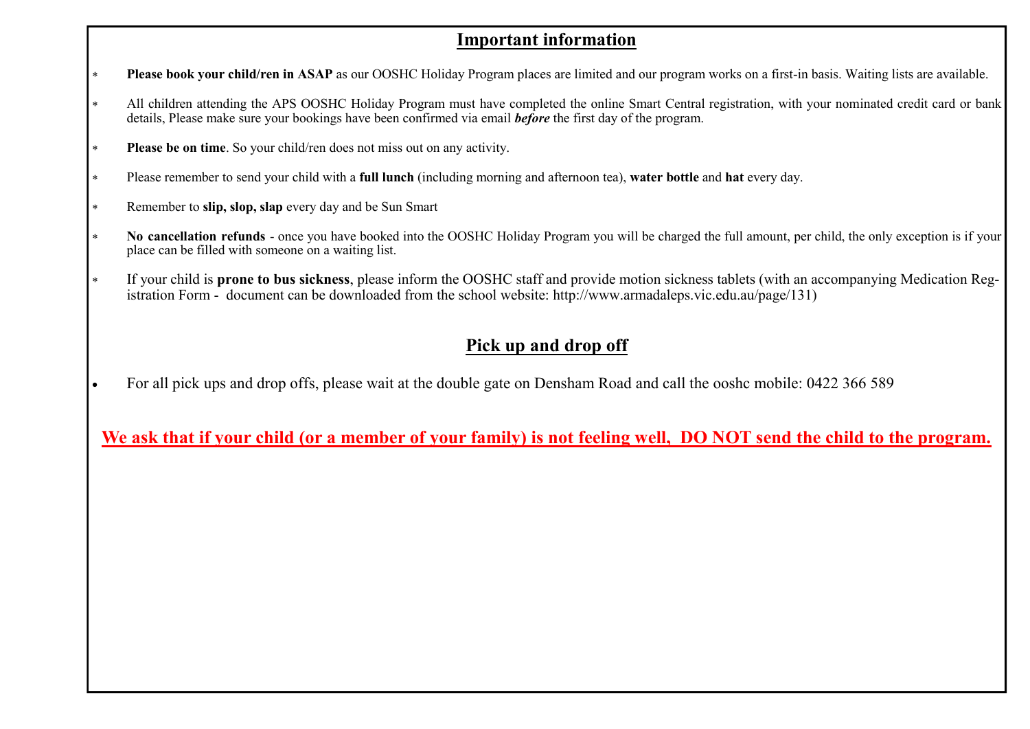## Important information

- **Please book your child/ren in ASAP** as our OOSHC Holiday Program places are limited and our program works on a first-in basis. Waiting lists are available.
- All children attending the APS OOSHC Holiday Program must have completed the online Smart Central registration, with your nominated credit card or bank details, Please make sure your bookings have been confirmed via email ***before*** the first day of the program.
- **Please be on time**. So your child/ren does not miss out on any activity.
- Please remember to send your child with a **full lunch** (including morning and afternoon tea), **water bottle** and **hat** every day.
- Remember to **slip, slop, slap** every day and be Sun Smart
- **No cancellation refunds** - once you have booked into the OOSHC Holiday Program you will be charged the full amount, per child, the only exception is if your place can be filled with someone on a waiting list.
- If your child is **prone to bus sickness**, please inform the OOSHC staff and provide motion sickness tablets (with an accompanying Medication Registration Form - document can be downloaded from the school website: http://www.armadaleps.vic.edu.au/page/131)

## Pick up and drop off

- For all pick ups and drop offs, please wait at the double gate on Densham Road and call the ooshc mobile: 0422 366 589

**We ask that if your child (or a member of your family) is not feeling well, DO NOT send the child to the program.**